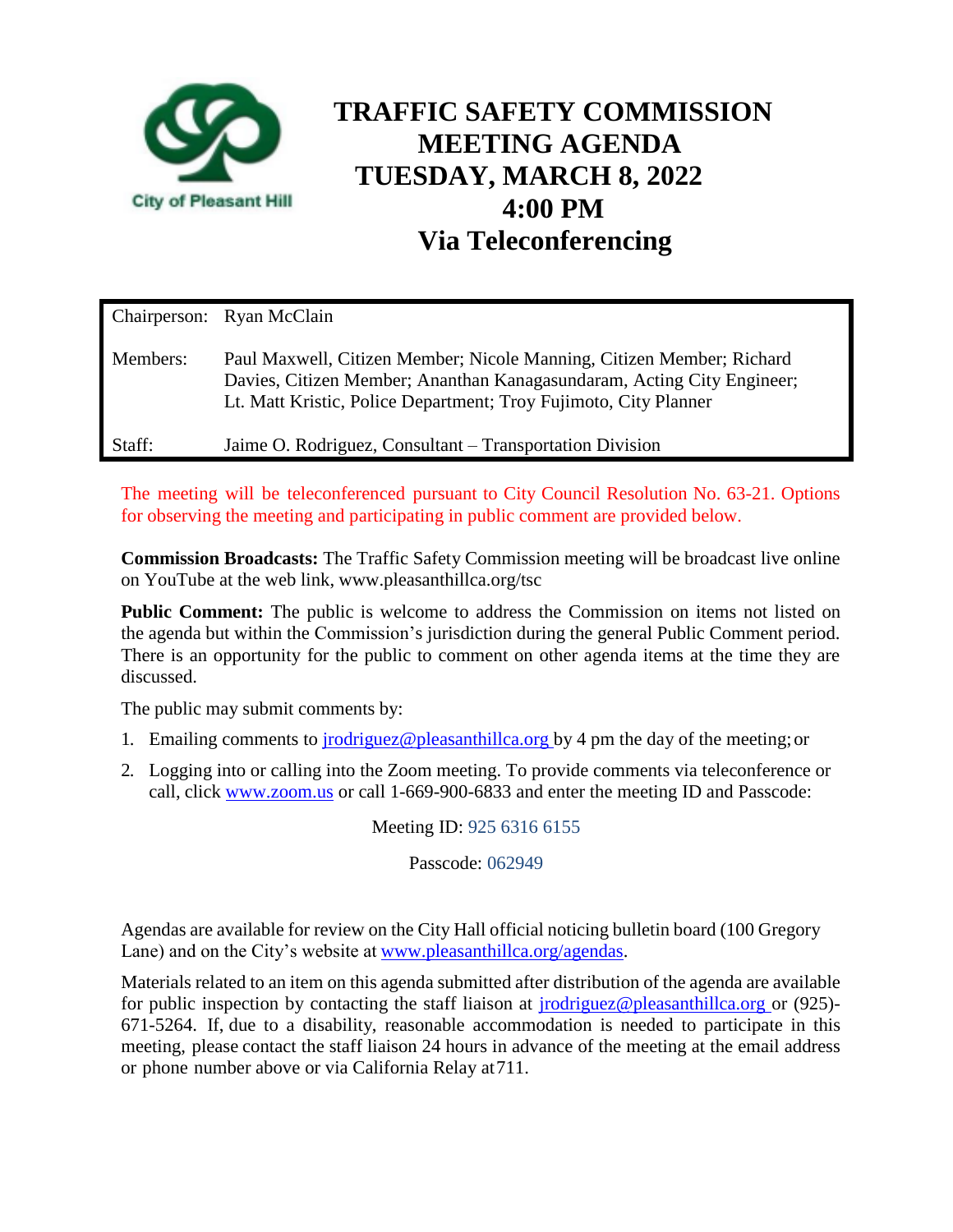City of Pleasant Hill

# TRAFFIC SAFETY COMMISSION MEETING AGENDA
# TUESDAY, MARCH 8, 2022
# 4:00 PM
# Via Teleconferencing

| | |
|---|---|
| Chairperson: | Ryan McClain |
| Members: | Paul Maxwell, Citizen Member; Nicole Manning, Citizen Member; Richard Davies, Citizen Member; Ananthan Kanagasundaram, Acting City Engineer; Lt. Matt Kristic, Police Department; Troy Fujimoto, City Planner |
| Staff: | Jaime O. Rodriguez, Consultant – Transportation Division |

The meeting will be teleconferenced pursuant to City Council Resolution No. 63-21. Options for observing the meeting and participating in public comment are provided below.

**Commission Broadcasts:** The Traffic Safety Commission meeting will be broadcast live online on YouTube at the web link, www.pleasanthillca.org/tsc

**Public Comment:** The public is welcome to address the Commission on items not listed on the agenda but within the Commission's jurisdiction during the general Public Comment period. There is an opportunity for the public to comment on other agenda items at the time they are discussed.

The public may submit comments by:

1. Emailing comments to jrodriguez@pleasanthillca.org by 4 pm the day of the meeting; or
2. Logging into or calling into the Zoom meeting. To provide comments via teleconference or call, click www.zoom.us or call 1-669-900-6833 and enter the meeting ID and Passcode:

Meeting ID: 925 6316 6155

Passcode: 062949

Agendas are available for review on the City Hall official noticing bulletin board (100 Gregory Lane) and on the City's website at www.pleasanthillca.org/agendas.

Materials related to an item on this agenda submitted after distribution of the agenda are available for public inspection by contacting the staff liaison at jrodriguez@pleasanthillca.org or (925)-671-5264. If, due to a disability, reasonable accommodation is needed to participate in this meeting, please contact the staff liaison 24 hours in advance of the meeting at the email address or phone number above or via California Relay at 711.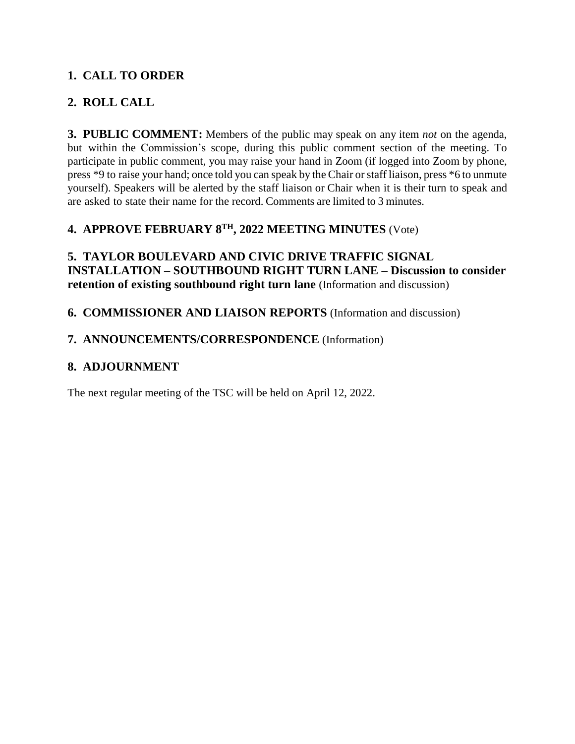**1. CALL TO ORDER**

**2. ROLL CALL**

**3. PUBLIC COMMENT:** Members of the public may speak on any item *not* on the agenda, but within the Commission's scope, during this public comment section of the meeting. To participate in public comment, you may raise your hand in Zoom (if logged into Zoom by phone, press *9 to raise your hand; once told you can speak by the Chair or staff liaison, press *6 to unmute yourself). Speakers will be alerted by the staff liaison or Chair when it is their turn to speak and are asked to state their name for the record. Comments are limited to 3 minutes.

**4. APPROVE FEBRUARY 8TH, 2022 MEETING MINUTES** (Vote)

**5. TAYLOR BOULEVARD AND CIVIC DRIVE TRAFFIC SIGNAL INSTALLATION – SOUTHBOUND RIGHT TURN LANE – Discussion to consider retention of existing southbound right turn lane** (Information and discussion)

**6. COMMISSIONER AND LIAISON REPORTS** (Information and discussion)

**7. ANNOUNCEMENTS/CORRESPONDENCE** (Information)

**8. ADJOURNMENT**

The next regular meeting of the TSC will be held on April 12, 2022.